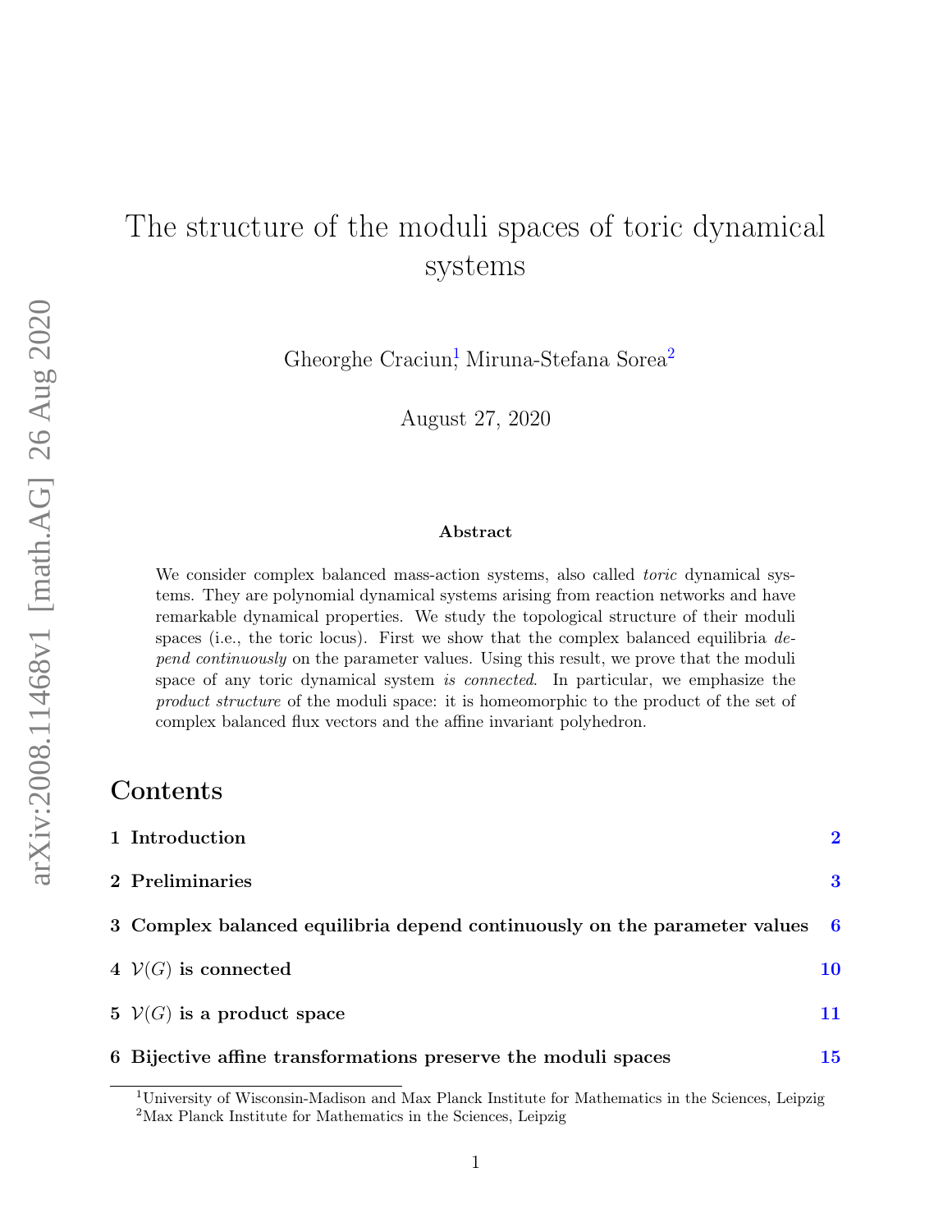# The structure of the moduli spaces of toric dynamical systems

Gheorghe Craciun[1], Miruna-Stefana Sorea[2]

August 27, 2020

### Abstract

We consider complex balanced mass-action systems, also called *toric* dynamical systems. They are polynomial dynamical systems arising from reaction networks and have remarkable dynamical properties. We study the topological structure of their moduli spaces (i.e., the toric locus). First we show that the complex balanced equilibria *depend continuously* on the parameter values. Using this result, we prove that the moduli space of any toric dynamical system *is connected*. In particular, we emphasize the *product structure* of the moduli space: it is homeomorphic to the product of the set of complex balanced flux vectors and the affine invariant polyhedron.

## Contents

1 Introduction 2

2 Preliminaries 3

3 Complex balanced equilibria depend continuously on the parameter values 6

4 $\mathcal{V}(G)$ is connected 10

5 $\mathcal{V}(G)$ is a product space 11

6 Bijective affine transformations preserve the moduli spaces 15

[1] University of Wisconsin-Madison and Max Planck Institute for Mathematics in the Sciences, Leipzig

[2] Max Planck Institute for Mathematics in the Sciences, Leipzig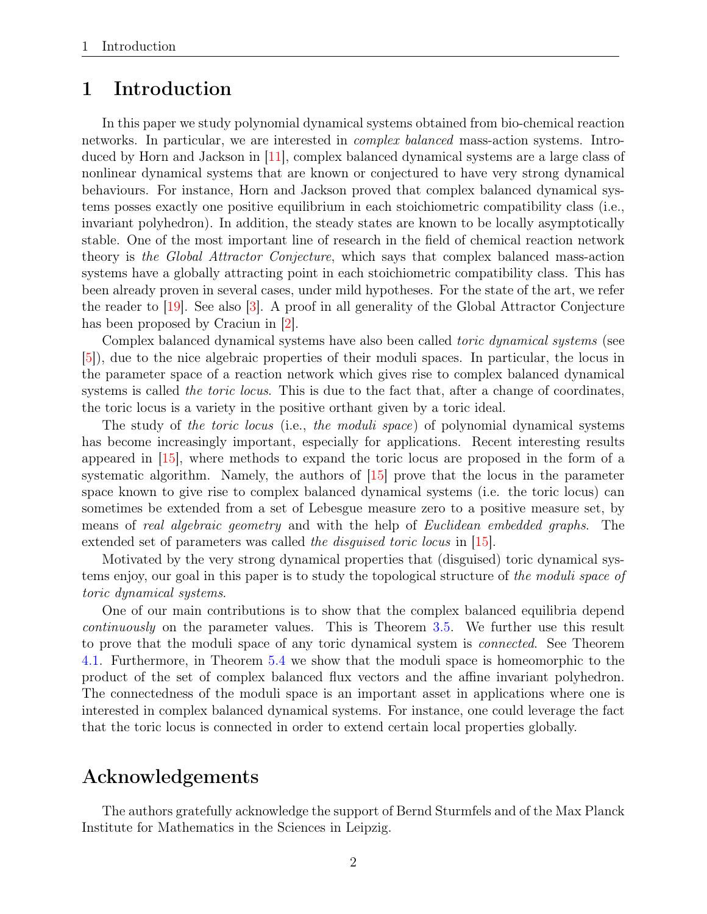# 1 Introduction

In this paper we study polynomial dynamical systems obtained from bio-chemical reaction networks. In particular, we are interested in *complex balanced* mass-action systems. Introduced by Horn and Jackson in [11], complex balanced dynamical systems are a large class of nonlinear dynamical systems that are known or conjectured to have very strong dynamical behaviours. For instance, Horn and Jackson proved that complex balanced dynamical systems posses exactly one positive equilibrium in each stoichiometric compatibility class (i.e., invariant polyhedron). In addition, the steady states are known to be locally asymptotically stable. One of the most important line of research in the field of chemical reaction network theory is *the Global Attractor Conjecture*, which says that complex balanced mass-action systems have a globally attracting point in each stoichiometric compatibility class. This has been already proven in several cases, under mild hypotheses. For the state of the art, we refer the reader to [19]. See also [3]. A proof in all generality of the Global Attractor Conjecture has been proposed by Craciun in [2].

Complex balanced dynamical systems have also been called *toric dynamical systems* (see [5]), due to the nice algebraic properties of their moduli spaces. In particular, the locus in the parameter space of a reaction network which gives rise to complex balanced dynamical systems is called *the toric locus*. This is due to the fact that, after a change of coordinates, the toric locus is a variety in the positive orthant given by a toric ideal.

The study of *the toric locus* (i.e., *the moduli space*) of polynomial dynamical systems has become increasingly important, especially for applications. Recent interesting results appeared in [15], where methods to expand the toric locus are proposed in the form of a systematic algorithm. Namely, the authors of [15] prove that the locus in the parameter space known to give rise to complex balanced dynamical systems (i.e. the toric locus) can sometimes be extended from a set of Lebesgue measure zero to a positive measure set, by means of *real algebraic geometry* and with the help of *Euclidean embedded graphs*. The extended set of parameters was called *the disguised toric locus* in [15].

Motivated by the very strong dynamical properties that (disguised) toric dynamical systems enjoy, our goal in this paper is to study the topological structure of *the moduli space of toric dynamical systems*.

One of our main contributions is to show that the complex balanced equilibria depend *continuously* on the parameter values. This is Theorem 3.5. We further use this result to prove that the moduli space of any toric dynamical system is *connected*. See Theorem 4.1. Furthermore, in Theorem 5.4 we show that the moduli space is homeomorphic to the product of the set of complex balanced flux vectors and the affine invariant polyhedron. The connectedness of the moduli space is an important asset in applications where one is interested in complex balanced dynamical systems. For instance, one could leverage the fact that the toric locus is connected in order to extend certain local properties globally.

## Acknowledgements

The authors gratefully acknowledge the support of Bernd Sturmfels and of the Max Planck Institute for Mathematics in the Sciences in Leipzig.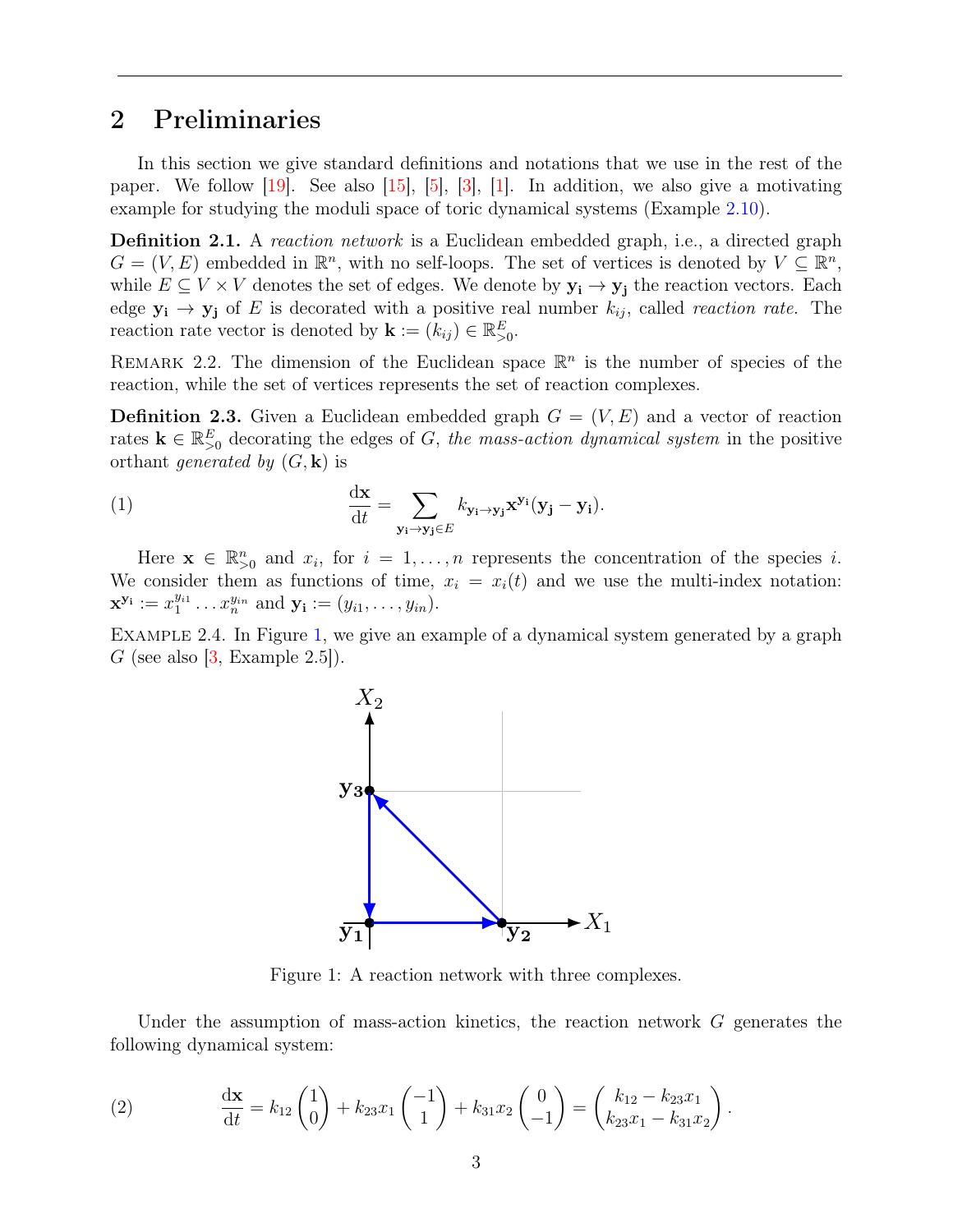## 2 Preliminaries

In this section we give standard definitions and notations that we use in the rest of the paper. We follow [19]. See also [15], [5], [3], [1]. In addition, we also give a motivating example for studying the moduli space of toric dynamical systems (Example 2.10).

**Definition 2.1.** A *reaction network* is a Euclidean embedded graph, i.e., a directed graph $G = (V, E)$ embedded in $\mathbb{R}^n$, with no self-loops. The set of vertices is denoted by $V \subseteq \mathbb{R}^n$, while $E \subseteq V \times V$ denotes the set of edges. We denote by $\mathbf{y_i} \to \mathbf{y_j}$ the reaction vectors. Each edge $\mathbf{y_i} \to \mathbf{y_j}$ of $E$ is decorated with a positive real number $k_{ij}$, called *reaction rate*. The reaction rate vector is denoted by $\mathbf{k} := (k_{ij}) \in \mathbb{R}^E_{>0}$.

Remark 2.2. The dimension of the Euclidean space $\mathbb{R}^n$ is the number of species of the reaction, while the set of vertices represents the set of reaction complexes.

**Definition 2.3.** Given a Euclidean embedded graph $G = (V, E)$ and a vector of reaction rates $\mathbf{k} \in \mathbb{R}^E_{>0}$ decorating the edges of $G$, *the mass-action dynamical system* in the positive orthant *generated by* $(G, \mathbf{k})$ is

$$\frac{\mathrm{d}\mathbf{x}}{\mathrm{d}t} = \sum_{\mathbf{y_i} \to \mathbf{y_j} \in E} k_{\mathbf{y_i} \to \mathbf{y_j}} \mathbf{x}^{\mathbf{y_i}} (\mathbf{y_j} - \mathbf{y_i}). \tag{1}$$

Here $\mathbf{x} \in \mathbb{R}^n_{>0}$ and $x_i$, for $i = 1, \ldots, n$ represents the concentration of the species $i$. We consider them as functions of time, $x_i = x_i(t)$ and we use the multi-index notation: $\mathbf{x}^{\mathbf{y_i}} := x_1^{y_{i1}} \ldots x_n^{y_{in}}$ and $\mathbf{y_i} := (y_{i1}, \ldots, y_{in})$.

Example 2.4. In Figure 1, we give an example of a dynamical system generated by a graph $G$ (see also [3, Example 2.5]).

Figure 1: A reaction network with three complexes.

Under the assumption of mass-action kinetics, the reaction network $G$ generates the following dynamical system:

$$\frac{\mathrm{d}\mathbf{x}}{\mathrm{d}t} = k_{12} \begin{pmatrix} 1 \\ 0 \end{pmatrix} + k_{23} x_1 \begin{pmatrix} -1 \\ 1 \end{pmatrix} + k_{31} x_2 \begin{pmatrix} 0 \\ -1 \end{pmatrix} = \begin{pmatrix} k_{12} - k_{23} x_1 \\ k_{23} x_1 - k_{31} x_2 \end{pmatrix}. \tag{2}$$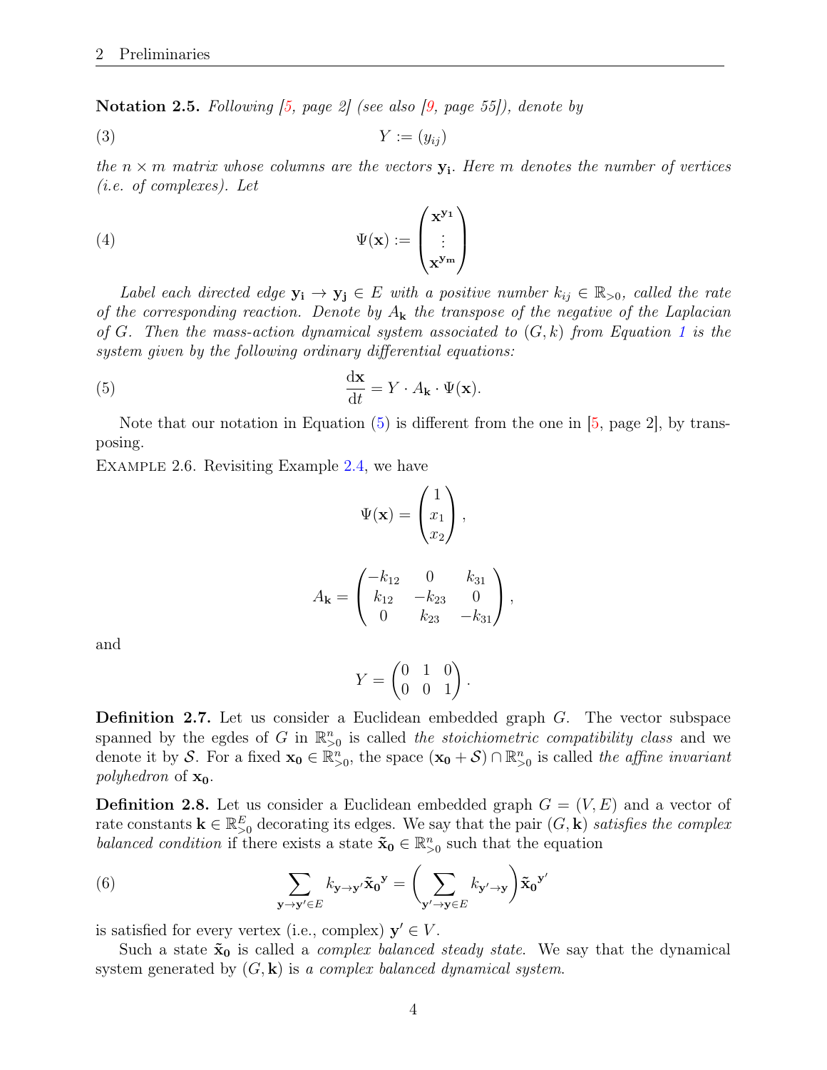**Notation 2.5.** *Following [5, page 2] (see also [9, page 55]), denote by*

$$Y := (y_{ij}) \tag{3}$$

*the $n \times m$ matrix whose columns are the vectors $\mathbf{y_i}$. Here $m$ denotes the number of vertices (i.e. of complexes). Let*

$$\Psi(\mathbf{x}) := \begin{pmatrix} \mathbf{x}^{\mathbf{y_1}} \\ \vdots \\ \mathbf{x}^{\mathbf{y_m}} \end{pmatrix} \tag{4}$$

*Label each directed edge $\mathbf{y_i} \to \mathbf{y_j} \in E$ with a positive number $k_{ij} \in \mathbb{R}_{>0}$, called the rate of the corresponding reaction. Denote by $A_\mathbf{k}$ the transpose of the negative of the Laplacian of $G$. Then the mass-action dynamical system associated to $(G, k)$ from Equation 1 is the system given by the following ordinary differential equations:*

$$\frac{\mathrm{d}\mathbf{x}}{\mathrm{d}t} = Y \cdot A_\mathbf{k} \cdot \Psi(\mathbf{x}). \tag{5}$$

Note that our notation in Equation (5) is different from the one in [5, page 2], by transposing.

Example 2.6. Revisiting Example 2.4, we have

$$\Psi(\mathbf{x}) = \begin{pmatrix} 1 \\ x_1 \\ x_2 \end{pmatrix},$$

$$A_\mathbf{k} = \begin{pmatrix} -k_{12} & 0 & k_{31} \\ k_{12} & -k_{23} & 0 \\ 0 & k_{23} & -k_{31} \end{pmatrix},$$

and

$$Y = \begin{pmatrix} 0 & 1 & 0 \\ 0 & 0 & 1 \end{pmatrix}.$$

**Definition 2.7.** Let us consider a Euclidean embedded graph $G$. The vector subspace spanned by the egdes of $G$ in $\mathbb{R}^n_{>0}$ is called *the stoichiometric compatibility class* and we denote it by $\mathcal{S}$. For a fixed $\mathbf{x_0} \in \mathbb{R}^n_{>0}$, the space $(\mathbf{x_0} + \mathcal{S}) \cap \mathbb{R}^n_{>0}$ is called *the affine invariant polyhedron* of $\mathbf{x_0}$.

**Definition 2.8.** Let us consider a Euclidean embedded graph $G = (V, E)$ and a vector of rate constants $\mathbf{k} \in \mathbb{R}^E_{>0}$ decorating its edges. We say that the pair $(G, \mathbf{k})$ *satisfies the complex balanced condition* if there exists a state $\tilde{\mathbf{x}}_\mathbf{0} \in \mathbb{R}^n_{>0}$ such that the equation

$$\sum_{\mathbf{y} \to \mathbf{y}' \in E} k_{\mathbf{y} \to \mathbf{y}'} \tilde{\mathbf{x}}_\mathbf{0}^{\mathbf{y}} = \left( \sum_{\mathbf{y}' \to \mathbf{y} \in E} k_{\mathbf{y}' \to \mathbf{y}} \right) \tilde{\mathbf{x}}_\mathbf{0}^{\mathbf{y}'} \tag{6}$$

is satisfied for every vertex (i.e., complex) $\mathbf{y}' \in V$.

Such a state $\tilde{\mathbf{x}}_\mathbf{0}$ is called a *complex balanced steady state*. We say that the dynamical system generated by $(G, \mathbf{k})$ is *a complex balanced dynamical system*.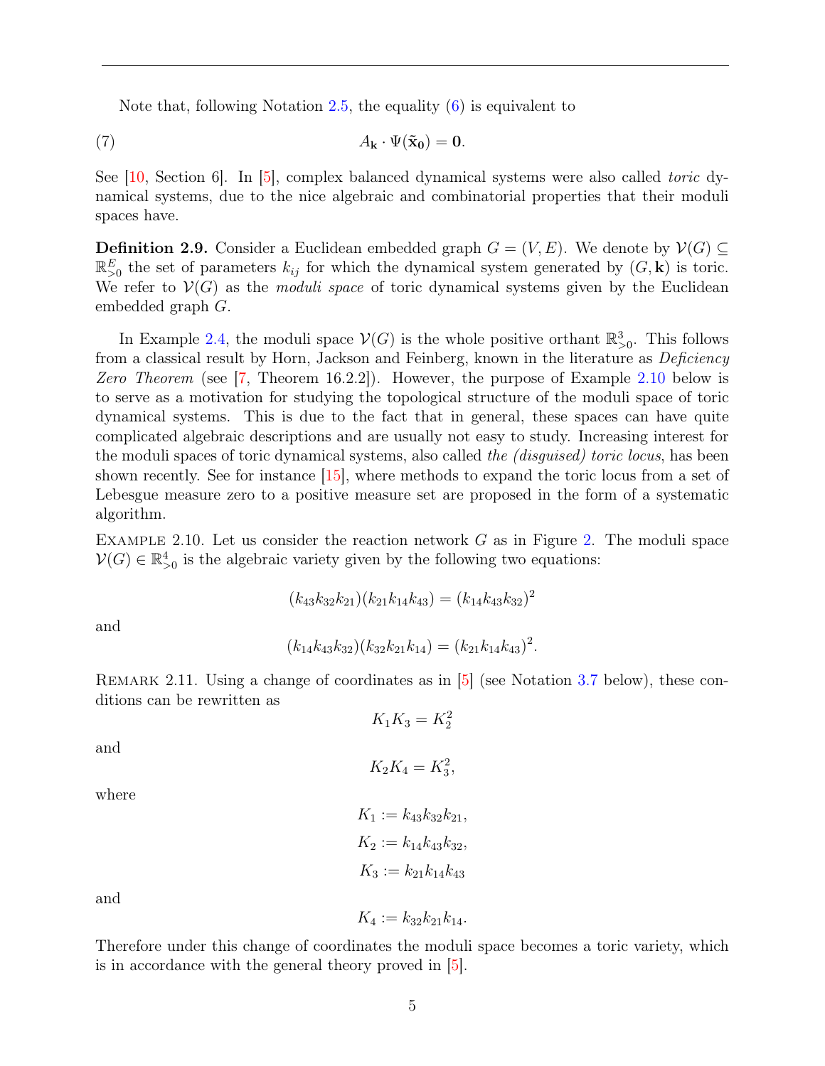Note that, following Notation 2.5, the equality (6) is equivalent to

$$A_{\mathbf{k}} \cdot \Psi(\tilde{\mathbf{x}}_{\mathbf{0}}) = \mathbf{0}. \tag{7}$$

See [10, Section 6]. In [5], complex balanced dynamical systems were also called *toric* dynamical systems, due to the nice algebraic and combinatorial properties that their moduli spaces have.

**Definition 2.9.** Consider a Euclidean embedded graph $G = (V, E)$. We denote by $\mathcal{V}(G) \subseteq \mathbb{R}^E_{>0}$ the set of parameters $k_{ij}$ for which the dynamical system generated by $(G, \mathbf{k})$ is toric. We refer to $\mathcal{V}(G)$ as the *moduli space* of toric dynamical systems given by the Euclidean embedded graph $G$.

In Example 2.4, the moduli space $\mathcal{V}(G)$ is the whole positive orthant $\mathbb{R}^3_{>0}$. This follows from a classical result by Horn, Jackson and Feinberg, known in the literature as *Deficiency Zero Theorem* (see [7, Theorem 16.2.2]). However, the purpose of Example 2.10 below is to serve as a motivation for studying the topological structure of the moduli space of toric dynamical systems. This is due to the fact that in general, these spaces can have quite complicated algebraic descriptions and are usually not easy to study. Increasing interest for the moduli spaces of toric dynamical systems, also called *the (disguised) toric locus*, has been shown recently. See for instance [15], where methods to expand the toric locus from a set of Lebesgue measure zero to a positive measure set are proposed in the form of a systematic algorithm.

Example 2.10. Let us consider the reaction network $G$ as in Figure 2. The moduli space $\mathcal{V}(G) \in \mathbb{R}^4_{>0}$ is the algebraic variety given by the following two equations:

$$(k_{43}k_{32}k_{21})(k_{21}k_{14}k_{43}) = (k_{14}k_{43}k_{32})^2$$

and

$$(k_{14}k_{43}k_{32})(k_{32}k_{21}k_{14}) = (k_{21}k_{14}k_{43})^2.$$

Remark 2.11. Using a change of coordinates as in [5] (see Notation 3.7 below), these conditions can be rewritten as

$$K_1K_3 = K_2^2$$

and

$$K_2K_4 = K_3^2,$$

where

$$K_1 := k_{43}k_{32}k_{21},$$

$$K_2 := k_{14}k_{43}k_{32},$$

$$K_3 := k_{21}k_{14}k_{43}$$

and

$$K_4 := k_{32}k_{21}k_{14}.$$

Therefore under this change of coordinates the moduli space becomes a toric variety, which is in accordance with the general theory proved in [5].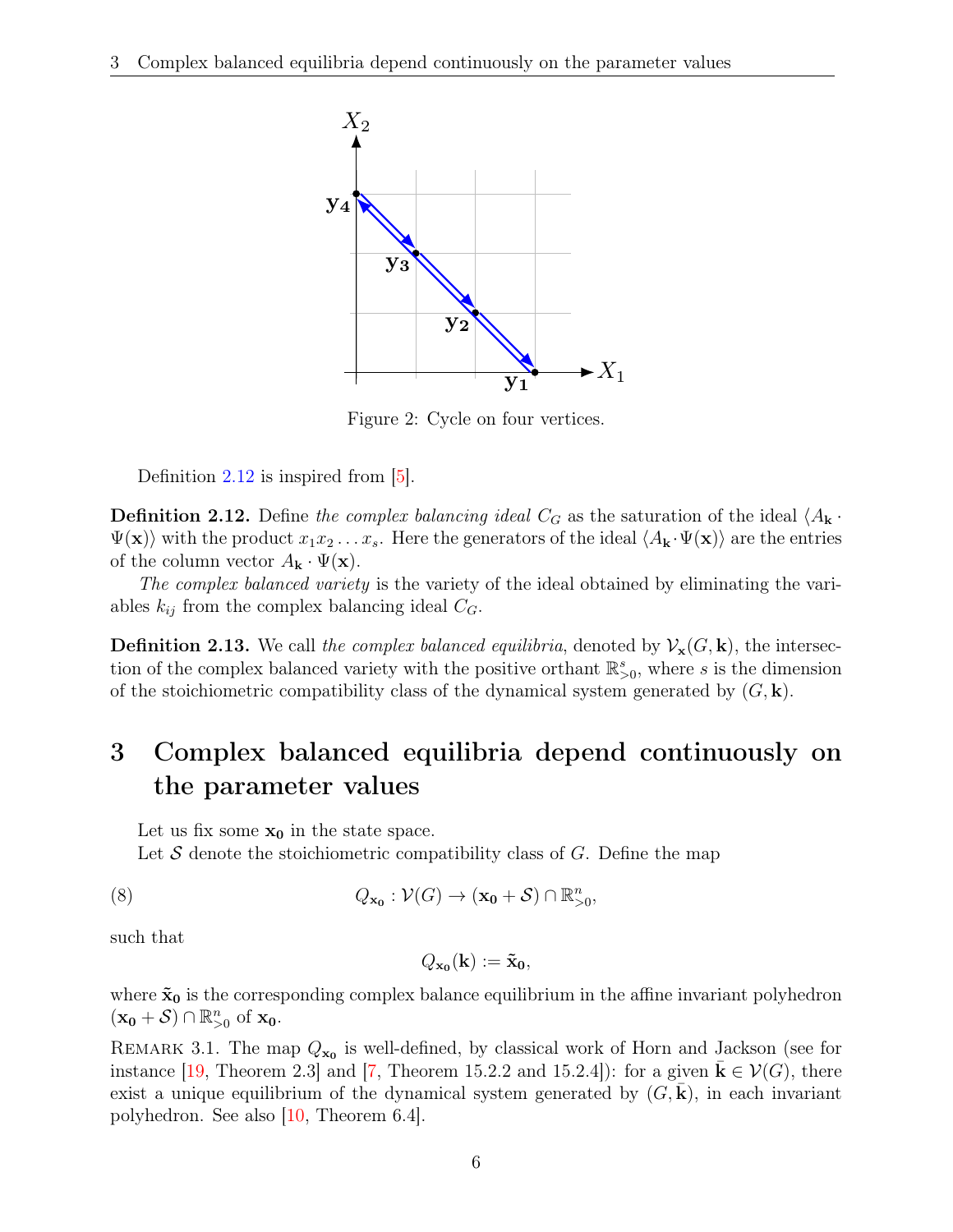Figure 2: Cycle on four vertices.

Definition 2.12 is inspired from [5].

**Definition 2.12.** Define *the complex balancing ideal* $C_G$ as the saturation of the ideal $\langle A_{\mathbf{k}} \cdot \Psi(\mathbf{x})\rangle$ with the product $x_1 x_2 \dots x_s$. Here the generators of the ideal $\langle A_{\mathbf{k}} \cdot \Psi(\mathbf{x})\rangle$ are the entries of the column vector $A_{\mathbf{k}} \cdot \Psi(\mathbf{x})$.

*The complex balanced variety* is the variety of the ideal obtained by eliminating the variables $k_{ij}$ from the complex balancing ideal $C_G$.

**Definition 2.13.** We call *the complex balanced equilibria*, denoted by $\mathcal{V}_{\mathbf{x}}(G, \mathbf{k})$, the intersection of the complex balanced variety with the positive orthant $\mathbb{R}^s_{>0}$, where $s$ is the dimension of the stoichiometric compatibility class of the dynamical system generated by $(G, \mathbf{k})$.

# 3 Complex balanced equilibria depend continuously on the parameter values

Let us fix some $\mathbf{x_0}$ in the state space.

Let $\mathcal{S}$ denote the stoichiometric compatibility class of $G$. Define the map

$$Q_{\mathbf{x_0}} : \mathcal{V}(G) \to (\mathbf{x_0} + \mathcal{S}) \cap \mathbb{R}^n_{>0}, \tag{8}$$

such that

$$Q_{\mathbf{x_0}}(\mathbf{k}) := \tilde{\mathbf{x}}_{\mathbf{0}},$$

where $\tilde{\mathbf{x}}_{\mathbf{0}}$ is the corresponding complex balance equilibrium in the affine invariant polyhedron $(\mathbf{x_0} + \mathcal{S}) \cap \mathbb{R}^n_{>0}$ of $\mathbf{x_0}$.

Remark 3.1. The map $Q_{\mathbf{x_0}}$ is well-defined, by classical work of Horn and Jackson (see for instance [19, Theorem 2.3] and [7, Theorem 15.2.2 and 15.2.4]): for a given $\bar{\mathbf{k}} \in \mathcal{V}(G)$, there exist a unique equilibrium of the dynamical system generated by $(G, \bar{\mathbf{k}})$, in each invariant polyhedron. See also [10, Theorem 6.4].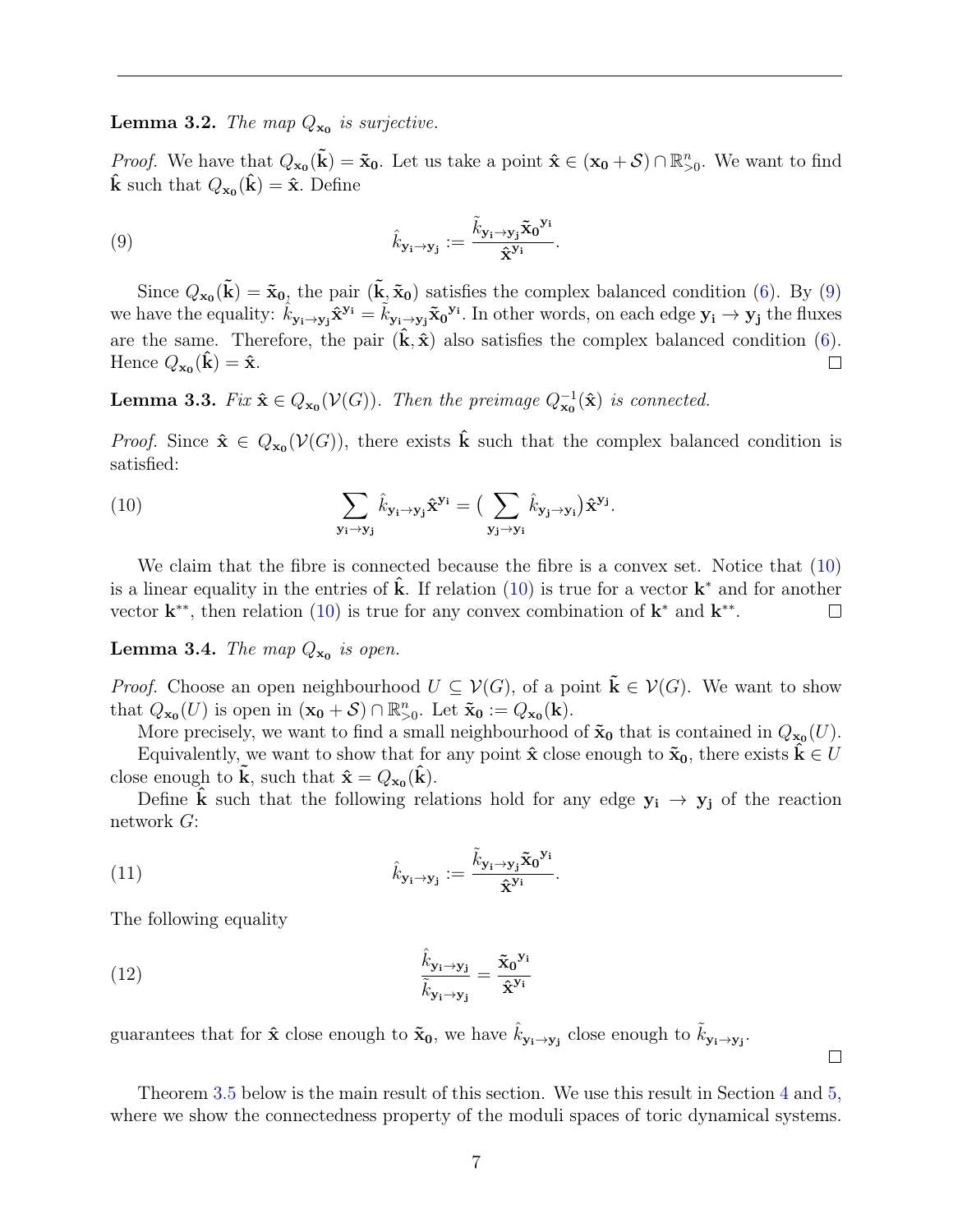**Lemma 3.2.** *The map $Q_{\mathbf{x_0}}$ is surjective.*

*Proof.* We have that $Q_{\mathbf{x_0}}(\tilde{\mathbf{k}}) = \tilde{\mathbf{x}}_\mathbf{0}$. Let us take a point $\hat{\mathbf{x}} \in (\mathbf{x_0} + \mathcal{S}) \cap \mathbb{R}^n_{>0}$. We want to find $\hat{\mathbf{k}}$ such that $Q_{\mathbf{x_0}}(\hat{\mathbf{k}}) = \hat{\mathbf{x}}$. Define

$$
\hat{k}_{\mathbf{y_i} \to \mathbf{y_j}} := \frac{\tilde{k}_{\mathbf{y_i} \to \mathbf{y_j}} \tilde{\mathbf{x}}_\mathbf{0}^{\mathbf{y_i}}}{\hat{\mathbf{x}}^{\mathbf{y_i}}}. \tag{9}
$$

Since $Q_{\mathbf{x_0}}(\tilde{\mathbf{k}}) = \tilde{\mathbf{x}}_\mathbf{0}$, the pair $(\tilde{\mathbf{k}}, \tilde{\mathbf{x}}_\mathbf{0})$ satisfies the complex balanced condition (6). By (9) we have the equality: $\hat{k}_{\mathbf{y_i} \to \mathbf{y_j}} \hat{\mathbf{x}}^{\mathbf{y_i}} = \tilde{k}_{\mathbf{y_i} \to \mathbf{y_j}} \tilde{\mathbf{x}}_\mathbf{0}^{\mathbf{y_i}}$. In other words, on each edge $\mathbf{y_i} \to \mathbf{y_j}$ the fluxes are the same. Therefore, the pair $(\hat{\mathbf{k}}, \hat{\mathbf{x}})$ also satisfies the complex balanced condition (6). Hence $Q_{\mathbf{x_0}}(\hat{\mathbf{k}}) = \hat{\mathbf{x}}$. $\square$

**Lemma 3.3.** *Fix $\hat{\mathbf{x}} \in Q_{\mathbf{x_0}}(\mathcal{V}(G))$. Then the preimage $Q^{-1}_{\mathbf{x_0}}(\hat{\mathbf{x}})$ is connected.*

*Proof.* Since $\hat{\mathbf{x}} \in Q_{\mathbf{x_0}}(\mathcal{V}(G))$, there exists $\hat{\mathbf{k}}$ such that the complex balanced condition is satisfied:

$$
\sum_{\mathbf{y_i} \to \mathbf{y_j}} \hat{k}_{\mathbf{y_i} \to \mathbf{y_j}} \hat{\mathbf{x}}^{\mathbf{y_i}} = \Big( \sum_{\mathbf{y_j} \to \mathbf{y_i}} \hat{k}_{\mathbf{y_j} \to \mathbf{y_i}} \Big) \hat{\mathbf{x}}^{\mathbf{y_j}}. \tag{10}
$$

We claim that the fibre is connected because the fibre is a convex set. Notice that (10) is a linear equality in the entries of $\hat{\mathbf{k}}$. If relation (10) is true for a vector $\mathbf{k}^*$ and for another vector $\mathbf{k}^{**}$, then relation (10) is true for any convex combination of $\mathbf{k}^*$ and $\mathbf{k}^{**}$. $\square$

**Lemma 3.4.** *The map $Q_{\mathbf{x_0}}$ is open.*

*Proof.* Choose an open neighbourhood $U \subseteq \mathcal{V}(G)$, of a point $\tilde{\mathbf{k}} \in \mathcal{V}(G)$. We want to show that $Q_{\mathbf{x_0}}(U)$ is open in $(\mathbf{x_0} + \mathcal{S}) \cap \mathbb{R}^n_{>0}$. Let $\tilde{\mathbf{x}}_\mathbf{0} := Q_{\mathbf{x_0}}(\mathbf{k})$.

More precisely, we want to find a small neighbourhood of $\tilde{\mathbf{x}}_\mathbf{0}$ that is contained in $Q_{\mathbf{x_0}}(U)$.

Equivalently, we want to show that for any point $\hat{\mathbf{x}}$ close enough to $\tilde{\mathbf{x}}_\mathbf{0}$, there exists $\hat{\mathbf{k}} \in U$ close enough to $\tilde{\mathbf{k}}$, such that $\hat{\mathbf{x}} = Q_{\mathbf{x_0}}(\hat{\mathbf{k}})$.

Define $\hat{\mathbf{k}}$ such that the following relations hold for any edge $\mathbf{y_i} \to \mathbf{y_j}$ of the reaction network $G$:

$$
\hat{k}_{\mathbf{y_i} \to \mathbf{y_j}} := \frac{\tilde{k}_{\mathbf{y_i} \to \mathbf{y_j}} \tilde{\mathbf{x}}_\mathbf{0}^{\mathbf{y_i}}}{\hat{\mathbf{x}}^{\mathbf{y_i}}}. \tag{11}
$$

The following equality

$$
\frac{\hat{k}_{\mathbf{y_i} \to \mathbf{y_j}}}{\tilde{k}_{\mathbf{y_i} \to \mathbf{y_j}}} = \frac{\tilde{\mathbf{x}}_\mathbf{0}^{\mathbf{y_i}}}{\hat{\mathbf{x}}^{\mathbf{y_i}}} \tag{12}
$$

guarantees that for $\hat{\mathbf{x}}$ close enough to $\tilde{\mathbf{x}}_\mathbf{0}$, we have $\hat{k}_{\mathbf{y_i} \to \mathbf{y_j}}$ close enough to $\tilde{k}_{\mathbf{y_i} \to \mathbf{y_j}}$. $\square$

Theorem 3.5 below is the main result of this section. We use this result in Section 4 and 5, where we show the connectedness property of the moduli spaces of toric dynamical systems.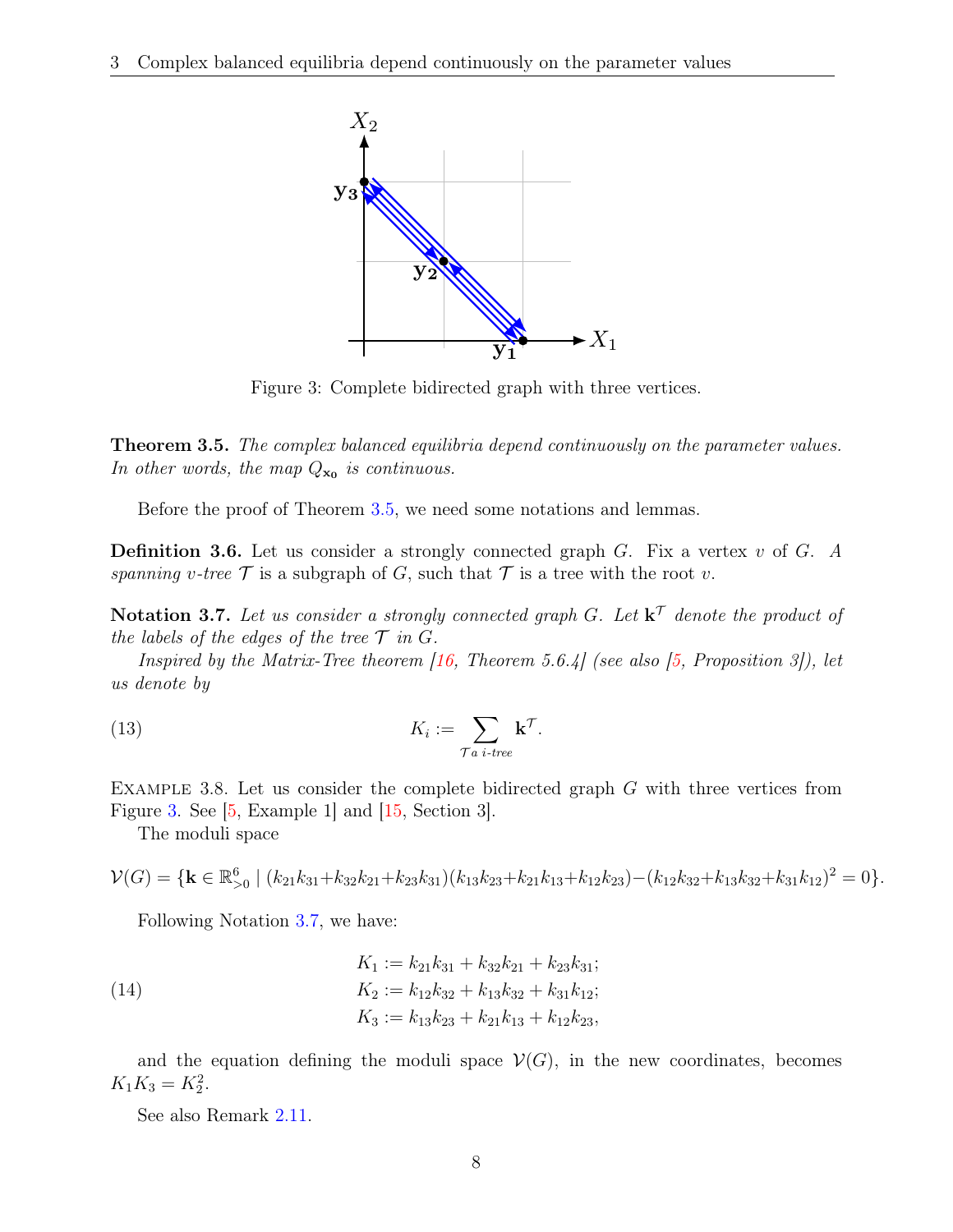Figure 3: Complete bidirected graph with three vertices.

**Theorem 3.5.** *The complex balanced equilibria depend continuously on the parameter values. In other words, the map $Q_{\mathbf{x_0}}$ is continuous.*

Before the proof of Theorem 3.5, we need some notations and lemmas.

**Definition 3.6.** Let us consider a strongly connected graph $G$. Fix a vertex $v$ of $G$. *A spanning $v$-tree* $\mathcal{T}$ is a subgraph of $G$, such that $\mathcal{T}$ is a tree with the root $v$.

**Notation 3.7.** *Let us consider a strongly connected graph $G$. Let $\mathbf{k}^{\mathcal{T}}$ denote the product of the labels of the edges of the tree $\mathcal{T}$ in $G$.*

*Inspired by the Matrix-Tree theorem [16, Theorem 5.6.4] (see also [5, Proposition 3]), let us denote by*

$$K_i := \sum_{\mathcal{T} \text{ a } i\text{-tree}} \mathbf{k}^{\mathcal{T}}. \tag{13}$$

Example 3.8. Let us consider the complete bidirected graph $G$ with three vertices from Figure 3. See [5, Example 1] and [15, Section 3].

The moduli space

$$\mathcal{V}(G) = \{\mathbf{k} \in \mathbb{R}^6_{>0} \mid (k_{21}k_{31}+k_{32}k_{21}+k_{23}k_{31})(k_{13}k_{23}+k_{21}k_{13}+k_{12}k_{23}) - (k_{12}k_{32}+k_{13}k_{32}+k_{31}k_{12})^2 = 0\}.$$

Following Notation 3.7, we have:

$$\begin{aligned} K_1 &:= k_{21}k_{31} + k_{32}k_{21} + k_{23}k_{31}; \\ K_2 &:= k_{12}k_{32} + k_{13}k_{32} + k_{31}k_{12}; \\ K_3 &:= k_{13}k_{23} + k_{21}k_{13} + k_{12}k_{23}, \end{aligned} \tag{14}$$

and the equation defining the moduli space $\mathcal{V}(G)$, in the new coordinates, becomes $K_1K_3 = K_2^2$.

See also Remark 2.11.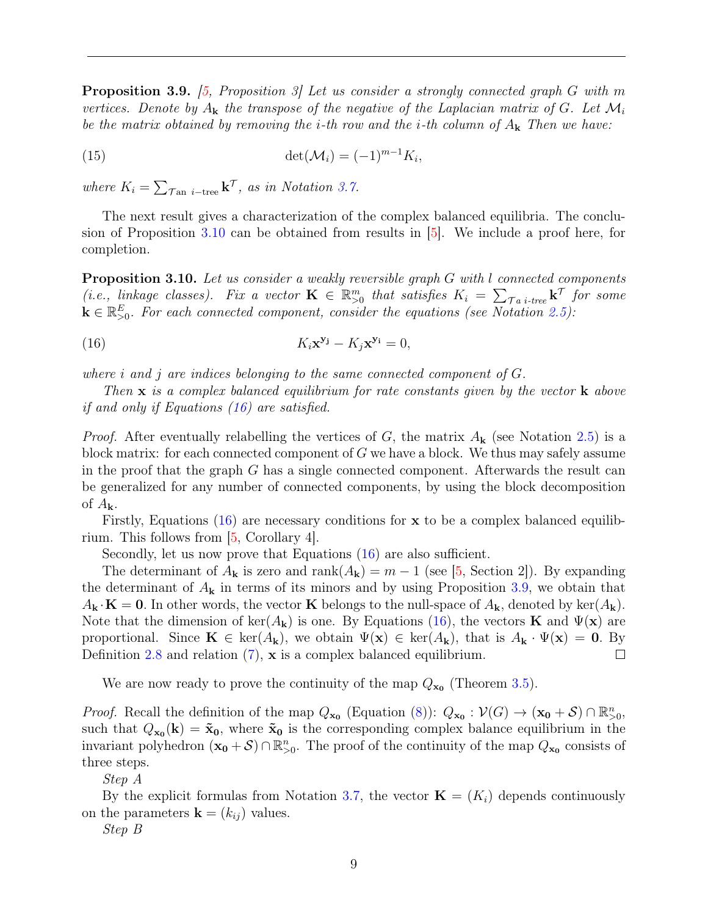**Proposition 3.9.** *[5, Proposition 3] Let us consider a strongly connected graph $G$ with $m$ vertices. Denote by $A_{\mathbf{k}}$ the transpose of the negative of the Laplacian matrix of $G$. Let $\mathcal{M}_i$ be the matrix obtained by removing the $i$-th row and the $i$-th column of $A_{\mathbf{k}}$ Then we have:*

$$\det(\mathcal{M}_i) = (-1)^{m-1} K_i, \tag{15}$$

*where $K_i = \sum_{\mathcal{T} \text{ an } i\text{-tree}} \mathbf{k}^{\mathcal{T}}$, as in Notation 3.7.*

The next result gives a characterization of the complex balanced equilibria. The conclusion of Proposition 3.10 can be obtained from results in [5]. We include a proof here, for completion.

**Proposition 3.10.** *Let us consider a weakly reversible graph $G$ with $l$ connected components (i.e., linkage classes). Fix a vector $\mathbf{K} \in \mathbb{R}^m_{>0}$ that satisfies $K_i = \sum_{\mathcal{T} a\ i\text{-tree}} \mathbf{k}^{\mathcal{T}}$ for some $\mathbf{k} \in \mathbb{R}^E_{>0}$. For each connected component, consider the equations (see Notation 2.5):*

$$K_i \mathbf{x}^{\mathbf{y_j}} - K_j \mathbf{x}^{\mathbf{y_i}} = 0, \tag{16}$$

*where $i$ and $j$ are indices belonging to the same connected component of $G$.*

*Then $\mathbf{x}$ is a complex balanced equilibrium for rate constants given by the vector $\mathbf{k}$ above if and only if Equations (16) are satisfied.*

*Proof.* After eventually relabelling the vertices of $G$, the matrix $A_{\mathbf{k}}$ (see Notation 2.5) is a block matrix: for each connected component of $G$ we have a block. We thus may safely assume in the proof that the graph $G$ has a single connected component. Afterwards the result can be generalized for any number of connected components, by using the block decomposition of $A_{\mathbf{k}}$.

Firstly, Equations (16) are necessary conditions for $\mathbf{x}$ to be a complex balanced equilibrium. This follows from [5, Corollary 4].

Secondly, let us now prove that Equations (16) are also sufficient.

The determinant of $A_{\mathbf{k}}$ is zero and $\text{rank}(A_{\mathbf{k}}) = m - 1$ (see [5, Section 2]). By expanding the determinant of $A_{\mathbf{k}}$ in terms of its minors and by using Proposition 3.9, we obtain that $A_{\mathbf{k}} \cdot \mathbf{K} = \mathbf{0}$. In other words, the vector $\mathbf{K}$ belongs to the null-space of $A_{\mathbf{k}}$, denoted by $\ker(A_{\mathbf{k}})$. Note that the dimension of $\ker(A_{\mathbf{k}})$ is one. By Equations (16), the vectors $\mathbf{K}$ and $\Psi(\mathbf{x})$ are proportional. Since $\mathbf{K} \in \ker(A_{\mathbf{k}})$, we obtain $\Psi(\mathbf{x}) \in \ker(A_{\mathbf{k}})$, that is $A_{\mathbf{k}} \cdot \Psi(\mathbf{x}) = \mathbf{0}$. By Definition 2.8 and relation (7), $\mathbf{x}$ is a complex balanced equilibrium. □

We are now ready to prove the continuity of the map $Q_{\mathbf{x_0}}$ (Theorem 3.5).

*Proof.* Recall the definition of the map $Q_{\mathbf{x_0}}$ (Equation (8)): $Q_{\mathbf{x_0}} : \mathcal{V}(G) \to (\mathbf{x_0} + \mathcal{S}) \cap \mathbb{R}^n_{>0}$, such that $Q_{\mathbf{x_0}}(\mathbf{k}) = \tilde{\mathbf{x}}_{\mathbf{0}}$, where $\tilde{\mathbf{x}}_{\mathbf{0}}$ is the corresponding complex balance equilibrium in the invariant polyhedron $(\mathbf{x_0} + \mathcal{S}) \cap \mathbb{R}^n_{>0}$. The proof of the continuity of the map $Q_{\mathbf{x_0}}$ consists of three steps.

*Step A*

By the explicit formulas from Notation 3.7, the vector $\mathbf{K} = (K_i)$ depends continuously on the parameters $\mathbf{k} = (k_{ij})$ values.

*Step B*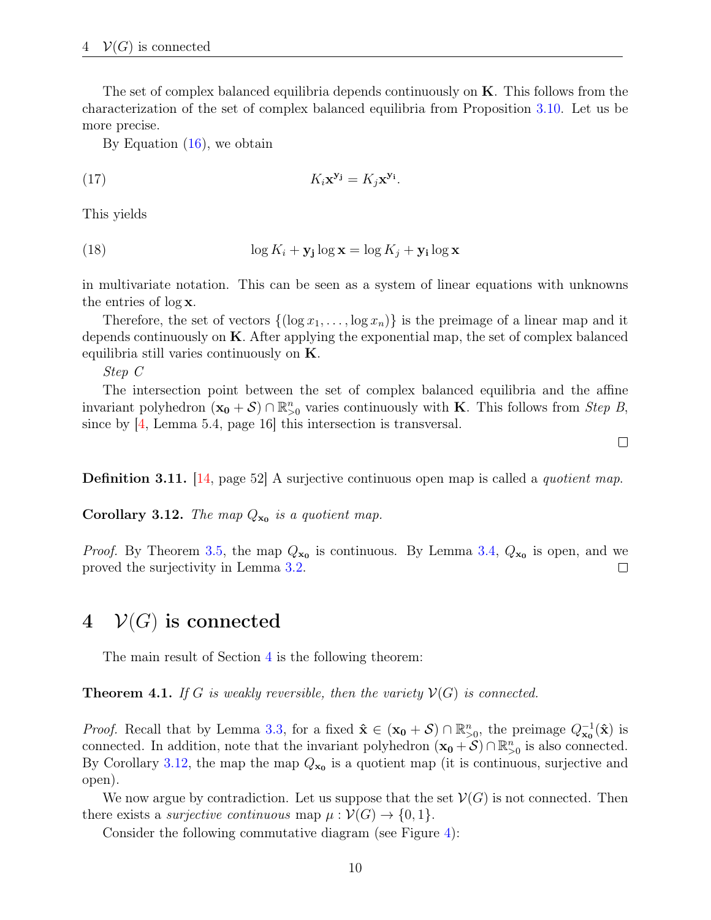The set of complex balanced equilibria depends continuously on $\mathbf{K}$. This follows from the characterization of the set of complex balanced equilibria from Proposition 3.10. Let us be more precise.

By Equation (16), we obtain

$$K_i \mathbf{x}^{\mathbf{y_j}} = K_j \mathbf{x}^{\mathbf{y_i}}. \tag{17}$$

This yields

$$\log K_i + \mathbf{y_j} \log \mathbf{x} = \log K_j + \mathbf{y_i} \log \mathbf{x} \tag{18}$$

in multivariate notation. This can be seen as a system of linear equations with unknowns the entries of $\log \mathbf{x}$.

Therefore, the set of vectors $\{(\log x_1, \dots, \log x_n)\}$ is the preimage of a linear map and it depends continuously on $\mathbf{K}$. After applying the exponential map, the set of complex balanced equilibria still varies continuously on $\mathbf{K}$.

*Step C*

The intersection point between the set of complex balanced equilibria and the affine invariant polyhedron $(\mathbf{x_0} + \mathcal{S}) \cap \mathbb{R}^n_{>0}$ varies continuously with $\mathbf{K}$. This follows from *Step B*, since by [4, Lemma 5.4, page 16] this intersection is transversal.

□

**Definition 3.11.** [14, page 52] A surjective continuous open map is called a *quotient map*.

**Corollary 3.12.** *The map $Q_{\mathbf{x_0}}$ is a quotient map.*

*Proof.* By Theorem 3.5, the map $Q_{\mathbf{x_0}}$ is continuous. By Lemma 3.4, $Q_{\mathbf{x_0}}$ is open, and we proved the surjectivity in Lemma 3.2. □

# 4 $\mathcal{V}(G)$ is connected

The main result of Section 4 is the following theorem:

**Theorem 4.1.** *If $G$ is weakly reversible, then the variety $\mathcal{V}(G)$ is connected.*

*Proof.* Recall that by Lemma 3.3, for a fixed $\hat{\mathbf{x}} \in (\mathbf{x_0} + \mathcal{S}) \cap \mathbb{R}^n_{>0}$, the preimage $Q^{-1}_{\mathbf{x_0}}(\hat{\mathbf{x}})$ is connected. In addition, note that the invariant polyhedron $(\mathbf{x_0} + \mathcal{S}) \cap \mathbb{R}^n_{>0}$ is also connected. By Corollary 3.12, the map the map $Q_{\mathbf{x_0}}$ is a quotient map (it is continuous, surjective and open).

We now argue by contradiction. Let us suppose that the set $\mathcal{V}(G)$ is not connected. Then there exists a *surjective continuous* map $\mu : \mathcal{V}(G) \to \{0, 1\}$.

Consider the following commutative diagram (see Figure 4):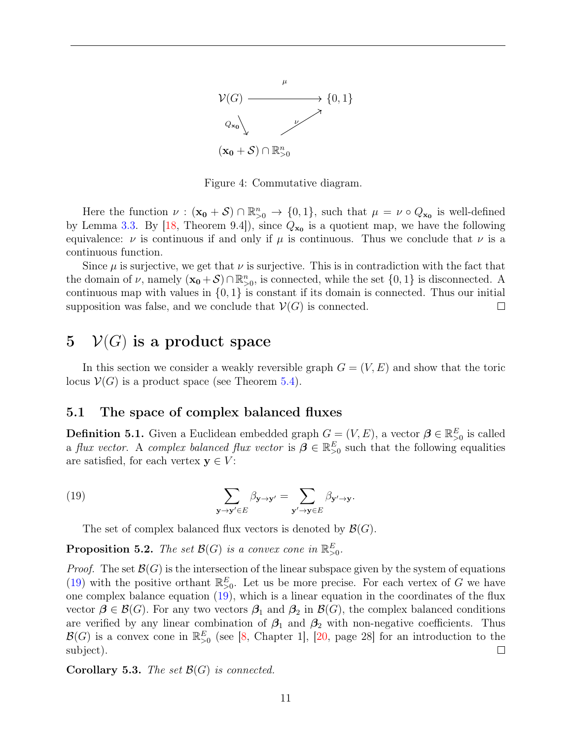$$\begin{array}{ccc} \mathcal{V}(G) & \xrightarrow{\quad\mu\quad} & \{0,1\} \\ {\scriptstyle Q_{\mathbf{x_0}}}\searrow & & \nearrow{\scriptstyle \nu} \\ & (\mathbf{x_0}+\mathcal{S})\cap\mathbb{R}^n_{>0} & \end{array}$$

Figure 4: Commutative diagram.

Here the function $\nu : (\mathbf{x_0} + \mathcal{S}) \cap \mathbb{R}^n_{>0} \to \{0, 1\}$, such that $\mu = \nu \circ Q_{\mathbf{x_0}}$ is well-defined by Lemma 3.3. By [18, Theorem 9.4]), since $Q_{\mathbf{x_0}}$ is a quotient map, we have the following equivalence: $\nu$ is continuous if and only if $\mu$ is continuous. Thus we conclude that $\nu$ is a continuous function.

Since $\mu$ is surjective, we get that $\nu$ is surjective. This is in contradiction with the fact that the domain of $\nu$, namely $(\mathbf{x_0} + \mathcal{S}) \cap \mathbb{R}^n_{>0}$, is connected, while the set $\{0, 1\}$ is disconnected. A continuous map with values in $\{0, 1\}$ is constant if its domain is connected. Thus our initial supposition was false, and we conclude that $\mathcal{V}(G)$ is connected. □

# 5 $\mathcal{V}(G)$ is a product space

In this section we consider a weakly reversible graph $G = (V, E)$ and show that the toric locus $\mathcal{V}(G)$ is a product space (see Theorem 5.4).

## 5.1 The space of complex balanced fluxes

**Definition 5.1.** Given a Euclidean embedded graph $G = (V, E)$, a vector $\boldsymbol{\beta} \in \mathbb{R}^E_{>0}$ is called a *flux vector*. A *complex balanced flux vector* is $\boldsymbol{\beta} \in \mathbb{R}^E_{>0}$ such that the following equalities are satisfied, for each vertex $\mathbf{y} \in V$:

$$\sum_{\mathbf{y}\to\mathbf{y}'\in E} \beta_{\mathbf{y}\to\mathbf{y}'} = \sum_{\mathbf{y}'\to\mathbf{y}\in E} \beta_{\mathbf{y}'\to\mathbf{y}}. \tag{19}$$

The set of complex balanced flux vectors is denoted by $\mathcal{B}(G)$.

**Proposition 5.2.** *The set $\mathcal{B}(G)$ is a convex cone in $\mathbb{R}^E_{>0}$.*

*Proof.* The set $\mathcal{B}(G)$ is the intersection of the linear subspace given by the system of equations (19) with the positive orthant $\mathbb{R}^E_{>0}$. Let us be more precise. For each vertex of $G$ we have one complex balance equation (19), which is a linear equation in the coordinates of the flux vector $\boldsymbol{\beta} \in \mathcal{B}(G)$. For any two vectors $\boldsymbol{\beta}_1$ and $\boldsymbol{\beta}_2$ in $\mathcal{B}(G)$, the complex balanced conditions are verified by any linear combination of $\boldsymbol{\beta}_1$ and $\boldsymbol{\beta}_2$ with non-negative coefficients. Thus $\mathcal{B}(G)$ is a convex cone in $\mathbb{R}^E_{>0}$ (see [8, Chapter 1], [20, page 28] for an introduction to the subject). □

**Corollary 5.3.** *The set $\mathcal{B}(G)$ is connected.*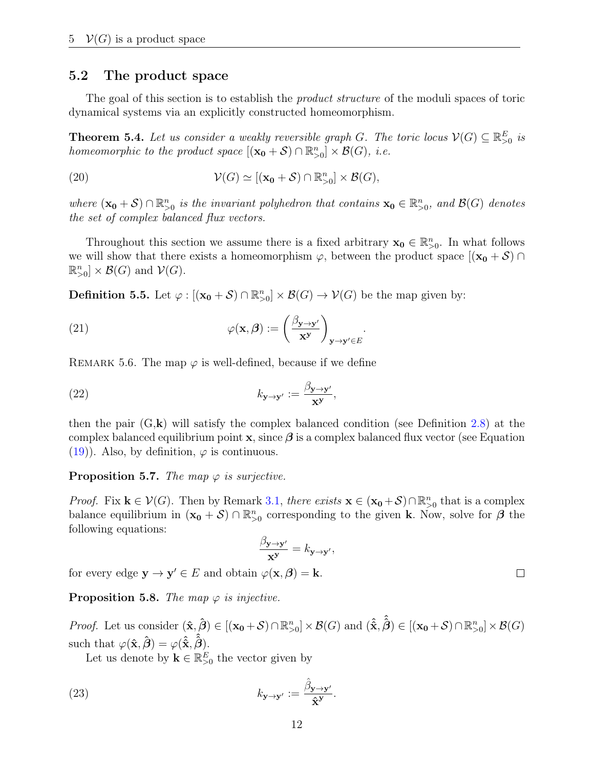## 5.2 The product space

The goal of this section is to establish the *product structure* of the moduli spaces of toric dynamical systems via an explicitly constructed homeomorphism.

**Theorem 5.4.** *Let us consider a weakly reversible graph $G$. The toric locus $\mathcal{V}(G) \subseteq \mathbb{R}^E_{>0}$ is homeomorphic to the product space $[(\mathbf{x_0} + \mathcal{S}) \cap \mathbb{R}^n_{>0}] \times \mathcal{B}(G)$, i.e.*

$$\mathcal{V}(G) \simeq [(\mathbf{x_0} + \mathcal{S}) \cap \mathbb{R}^n_{>0}] \times \mathcal{B}(G), \tag{20}$$

*where $(\mathbf{x_0} + \mathcal{S}) \cap \mathbb{R}^n_{>0}$ is the invariant polyhedron that contains $\mathbf{x_0} \in \mathbb{R}^n_{>0}$, and $\mathcal{B}(G)$ denotes the set of complex balanced flux vectors.*

Throughout this section we assume there is a fixed arbitrary $\mathbf{x_0} \in \mathbb{R}^n_{>0}$. In what follows we will show that there exists a homeomorphism $\varphi$, between the product space $[(\mathbf{x_0} + \mathcal{S}) \cap \mathbb{R}^n_{>0}] \times \mathcal{B}(G)$ and $\mathcal{V}(G)$.

**Definition 5.5.** Let $\varphi : [(\mathbf{x_0} + \mathcal{S}) \cap \mathbb{R}^n_{>0}] \times \mathcal{B}(G) \to \mathcal{V}(G)$ be the map given by:

$$\varphi(\mathbf{x}, \boldsymbol{\beta}) := \left( \frac{\beta_{\mathbf{y} \to \mathbf{y'}}}{\mathbf{x}^{\mathbf{y}}} \right)_{\mathbf{y} \to \mathbf{y'} \in E}. \tag{21}$$

Remark 5.6. The map $\varphi$ is well-defined, because if we define

$$k_{\mathbf{y} \to \mathbf{y'}} := \frac{\beta_{\mathbf{y} \to \mathbf{y'}}}{\mathbf{x}^{\mathbf{y}}}, \tag{22}$$

then the pair (G,$\mathbf{k}$) will satisfy the complex balanced condition (see Definition 2.8) at the complex balanced equilibrium point $\mathbf{x}$, since $\boldsymbol{\beta}$ is a complex balanced flux vector (see Equation (19)). Also, by definition, $\varphi$ is continuous.

**Proposition 5.7.** *The map $\varphi$ is surjective.*

*Proof.* Fix $\mathbf{k} \in \mathcal{V}(G)$. Then by Remark 3.1, *there exists* $\mathbf{x} \in (\mathbf{x_0} + \mathcal{S}) \cap \mathbb{R}^n_{>0}$ that is a complex balance equilibrium in $(\mathbf{x_0} + \mathcal{S}) \cap \mathbb{R}^n_{>0}$ corresponding to the given $\mathbf{k}$. Now, solve for $\boldsymbol{\beta}$ the following equations:

$$\frac{\beta_{\mathbf{y} \to \mathbf{y'}}}{\mathbf{x}^{\mathbf{y}}} = k_{\mathbf{y} \to \mathbf{y'}},$$

for every edge $\mathbf{y} \to \mathbf{y'} \in E$ and obtain $\varphi(\mathbf{x}, \boldsymbol{\beta}) = \mathbf{k}$. ☐

**Proposition 5.8.** *The map $\varphi$ is injective.*

*Proof.* Let us consider $(\hat{\mathbf{x}}, \hat{\boldsymbol{\beta}}) \in [(\mathbf{x_0} + \mathcal{S}) \cap \mathbb{R}^n_{>0}] \times \mathcal{B}(G)$ and $(\hat{\hat{\mathbf{x}}}, \hat{\hat{\boldsymbol{\beta}}}) \in [(\mathbf{x_0} + \mathcal{S}) \cap \mathbb{R}^n_{>0}] \times \mathcal{B}(G)$ such that $\varphi(\hat{\mathbf{x}}, \hat{\boldsymbol{\beta}}) = \varphi(\hat{\hat{\mathbf{x}}}, \hat{\hat{\boldsymbol{\beta}}})$.

Let us denote by $\mathbf{k} \in \mathbb{R}^E_{>0}$ the vector given by

$$k_{\mathbf{y} \to \mathbf{y'}} := \frac{\hat{\beta}_{\mathbf{y} \to \mathbf{y'}}}{\hat{\mathbf{x}}^{\mathbf{y}}}. \tag{23}$$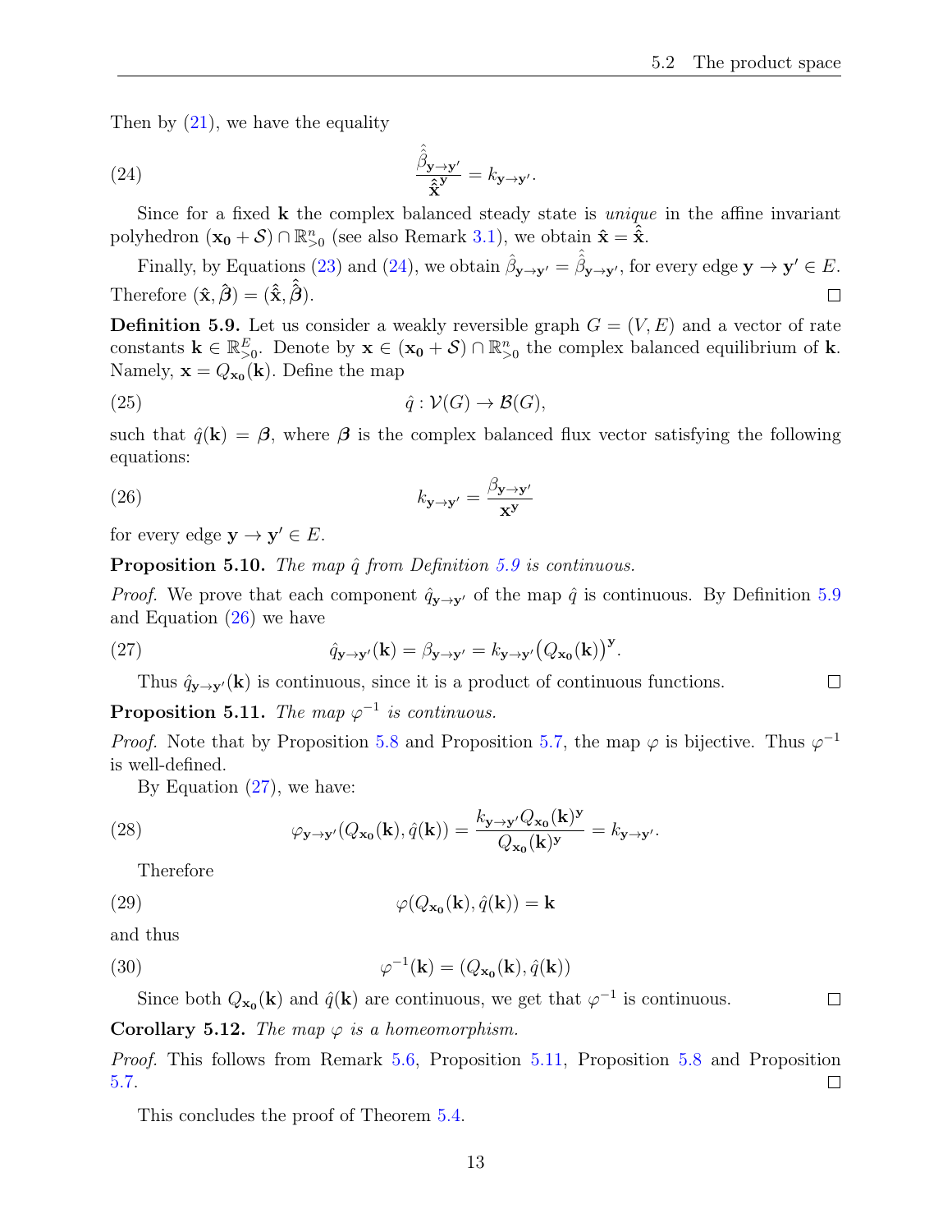Then by (21), we have the equality

$$\frac{\hat{\hat{\beta}}_{\mathbf{y}\to\mathbf{y}'}}{\hat{\hat{\mathbf{x}}}^{\mathbf{y}}} = k_{\mathbf{y}\to\mathbf{y}'}. \tag{24}$$

Since for a fixed $\mathbf{k}$ the complex balanced steady state is *unique* in the affine invariant polyhedron $(\mathbf{x_0} + \mathcal{S}) \cap \mathbb{R}^n_{>0}$ (see also Remark 3.1), we obtain $\hat{\mathbf{x}} = \hat{\hat{\mathbf{x}}}$.

Finally, by Equations (23) and (24), we obtain $\hat{\beta}_{\mathbf{y}\to\mathbf{y}'} = \hat{\hat{\beta}}_{\mathbf{y}\to\mathbf{y}'}$, for every edge $\mathbf{y} \to \mathbf{y}' \in E$. Therefore $(\hat{\mathbf{x}}, \hat{\boldsymbol{\beta}}) = (\hat{\hat{\mathbf{x}}}, \hat{\hat{\boldsymbol{\beta}}})$. ☐

**Definition 5.9.** Let us consider a weakly reversible graph $G = (V, E)$ and a vector of rate constants $\mathbf{k} \in \mathbb{R}^E_{>0}$. Denote by $\mathbf{x} \in (\mathbf{x_0} + \mathcal{S}) \cap \mathbb{R}^n_{>0}$ the complex balanced equilibrium of $\mathbf{k}$. Namely, $\mathbf{x} = Q_{\mathbf{x_0}}(\mathbf{k})$. Define the map

$$\hat{q} : \mathcal{V}(G) \to \mathcal{B}(G), \tag{25}$$

such that $\hat{q}(\mathbf{k}) = \boldsymbol{\beta}$, where $\boldsymbol{\beta}$ is the complex balanced flux vector satisfying the following equations:

$$k_{\mathbf{y}\to\mathbf{y}'} = \frac{\beta_{\mathbf{y}\to\mathbf{y}'}}{\mathbf{x}^{\mathbf{y}}} \tag{26}$$

for every edge $\mathbf{y} \to \mathbf{y}' \in E$.

**Proposition 5.10.** *The map $\hat{q}$ from Definition 5.9 is continuous.*

*Proof.* We prove that each component $\hat{q}_{\mathbf{y}\to\mathbf{y}'}$ of the map $\hat{q}$ is continuous. By Definition 5.9 and Equation (26) we have

$$\hat{q}_{\mathbf{y}\to\mathbf{y}'}(\mathbf{k}) = \beta_{\mathbf{y}\to\mathbf{y}'} = k_{\mathbf{y}\to\mathbf{y}'}\big(Q_{\mathbf{x_0}}(\mathbf{k})\big)^{\mathbf{y}}. \tag{27}$$

Thus $\hat{q}_{\mathbf{y}\to\mathbf{y}'}(\mathbf{k})$ is continuous, since it is a product of continuous functions. ☐

**Proposition 5.11.** *The map $\varphi^{-1}$ is continuous.*

*Proof.* Note that by Proposition 5.8 and Proposition 5.7, the map $\varphi$ is bijective. Thus $\varphi^{-1}$ is well-defined.

By Equation (27), we have:

$$\varphi_{\mathbf{y}\to\mathbf{y}'}(Q_{\mathbf{x_0}}(\mathbf{k}), \hat{q}(\mathbf{k})) = \frac{k_{\mathbf{y}\to\mathbf{y}'} Q_{\mathbf{x_0}}(\mathbf{k})^{\mathbf{y}}}{Q_{\mathbf{x_0}}(\mathbf{k})^{\mathbf{y}}} = k_{\mathbf{y}\to\mathbf{y}'}. \tag{28}$$

Therefore

$$\varphi(Q_{\mathbf{x_0}}(\mathbf{k}), \hat{q}(\mathbf{k})) = \mathbf{k} \tag{29}$$

and thus

$$\varphi^{-1}(\mathbf{k}) = (Q_{\mathbf{x_0}}(\mathbf{k}), \hat{q}(\mathbf{k})) \tag{30}$$

Since both $Q_{\mathbf{x_0}}(\mathbf{k})$ and $\hat{q}(\mathbf{k})$ are continuous, we get that $\varphi^{-1}$ is continuous. ☐

**Corollary 5.12.** *The map $\varphi$ is a homeomorphism.*

*Proof.* This follows from Remark 5.6, Proposition 5.11, Proposition 5.8 and Proposition 5.7. ☐

This concludes the proof of Theorem 5.4.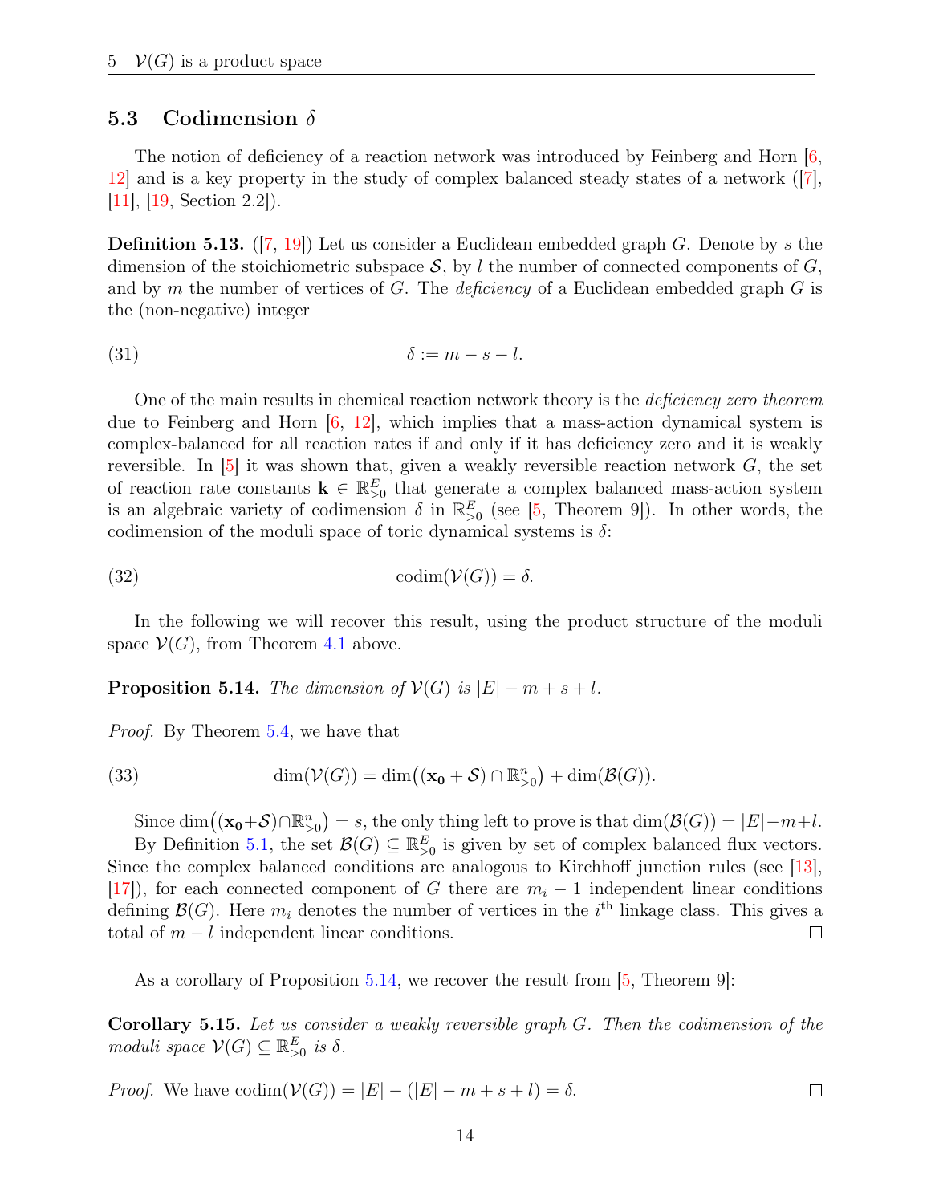### 5.3 Codimension $\delta$

The notion of deficiency of a reaction network was introduced by Feinberg and Horn [6, 12] and is a key property in the study of complex balanced steady states of a network ([7], [11], [19, Section 2.2]).

**Definition 5.13.** ([7, 19]) Let us consider a Euclidean embedded graph $G$. Denote by $s$ the dimension of the stoichiometric subspace $\mathcal{S}$, by $l$ the number of connected components of $G$, and by $m$ the number of vertices of $G$. The *deficiency* of a Euclidean embedded graph $G$ is the (non-negative) integer

$$\delta := m - s - l. \tag{31}$$

One of the main results in chemical reaction network theory is the *deficiency zero theorem* due to Feinberg and Horn [6, 12], which implies that a mass-action dynamical system is complex-balanced for all reaction rates if and only if it has deficiency zero and it is weakly reversible. In [5] it was shown that, given a weakly reversible reaction network $G$, the set of reaction rate constants $\mathbf{k} \in \mathbb{R}^E_{>0}$ that generate a complex balanced mass-action system is an algebraic variety of codimension $\delta$ in $\mathbb{R}^E_{>0}$ (see [5, Theorem 9]). In other words, the codimension of the moduli space of toric dynamical systems is $\delta$:

$$\operatorname{codim}(\mathcal{V}(G)) = \delta. \tag{32}$$

In the following we will recover this result, using the product structure of the moduli space $\mathcal{V}(G)$, from Theorem 4.1 above.

**Proposition 5.14.** *The dimension of $\mathcal{V}(G)$ is $|E| - m + s + l$.*

*Proof.* By Theorem 5.4, we have that

$$\dim(\mathcal{V}(G)) = \dim\big((\mathbf{x_0} + \mathcal{S}) \cap \mathbb{R}^n_{>0}\big) + \dim(\mathcal{B}(G)). \tag{33}$$

Since $\dim\big((\mathbf{x_0}+\mathcal{S})\cap\mathbb{R}^n_{>0}\big) = s$, the only thing left to prove is that $\dim(\mathcal{B}(G)) = |E|-m+l$.

By Definition 5.1, the set $\mathcal{B}(G) \subseteq \mathbb{R}^E_{>0}$ is given by set of complex balanced flux vectors. Since the complex balanced conditions are analogous to Kirchhoff junction rules (see [13], [17]), for each connected component of $G$ there are $m_i - 1$ independent linear conditions defining $\mathcal{B}(G)$. Here $m_i$ denotes the number of vertices in the $i^{\text{th}}$ linkage class. This gives a total of $m - l$ independent linear conditions. □

As a corollary of Proposition 5.14, we recover the result from [5, Theorem 9]:

**Corollary 5.15.** *Let us consider a weakly reversible graph $G$. Then the codimension of the moduli space $\mathcal{V}(G) \subseteq \mathbb{R}^E_{>0}$ is $\delta$.*

*Proof.* We have $\operatorname{codim}(\mathcal{V}(G)) = |E| - (|E| - m + s + l) = \delta$. □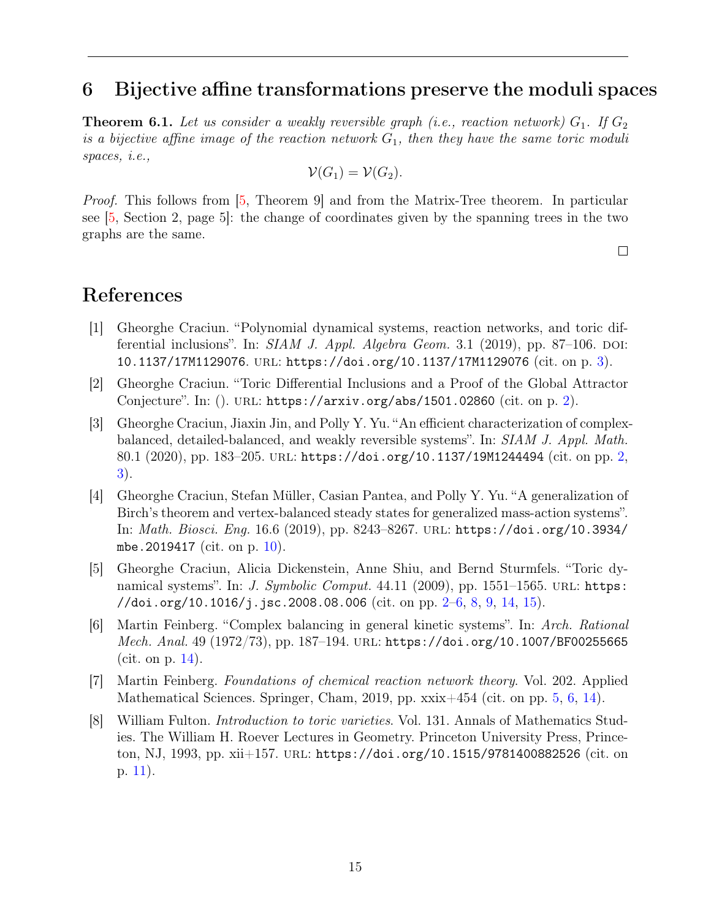## 6 Bijective affine transformations preserve the moduli spaces

**Theorem 6.1.** *Let us consider a weakly reversible graph (i.e., reaction network) $G_1$. If $G_2$ is a bijective affine image of the reaction network $G_1$, then they have the same toric moduli spaces, i.e.,*

$$\mathcal{V}(G_1) = \mathcal{V}(G_2).$$

*Proof.* This follows from [5, Theorem 9] and from the Matrix-Tree theorem. In particular see [5, Section 2, page 5]: the change of coordinates given by the spanning trees in the two graphs are the same. □

## References

[1] Gheorghe Craciun. "Polynomial dynamical systems, reaction networks, and toric differential inclusions". In: *SIAM J. Appl. Algebra Geom.* 3.1 (2019), pp. 87–106. DOI: 10.1137/17M1129076. URL: https://doi.org/10.1137/17M1129076 (cit. on p. 3).

[2] Gheorghe Craciun. "Toric Differential Inclusions and a Proof of the Global Attractor Conjecture". In: (). URL: https://arxiv.org/abs/1501.02860 (cit. on p. 2).

[3] Gheorghe Craciun, Jiaxin Jin, and Polly Y. Yu. "An efficient characterization of complex-balanced, detailed-balanced, and weakly reversible systems". In: *SIAM J. Appl. Math.* 80.1 (2020), pp. 183–205. URL: https://doi.org/10.1137/19M1244494 (cit. on pp. 2, 3).

[4] Gheorghe Craciun, Stefan Müller, Casian Pantea, and Polly Y. Yu. "A generalization of Birch's theorem and vertex-balanced steady states for generalized mass-action systems". In: *Math. Biosci. Eng.* 16.6 (2019), pp. 8243–8267. URL: https://doi.org/10.3934/mbe.2019417 (cit. on p. 10).

[5] Gheorghe Craciun, Alicia Dickenstein, Anne Shiu, and Bernd Sturmfels. "Toric dynamical systems". In: *J. Symbolic Comput.* 44.11 (2009), pp. 1551–1565. URL: https://doi.org/10.1016/j.jsc.2008.08.006 (cit. on pp. 2–6, 8, 9, 14, 15).

[6] Martin Feinberg. "Complex balancing in general kinetic systems". In: *Arch. Rational Mech. Anal.* 49 (1972/73), pp. 187–194. URL: https://doi.org/10.1007/BF00255665 (cit. on p. 14).

[7] Martin Feinberg. *Foundations of chemical reaction network theory*. Vol. 202. Applied Mathematical Sciences. Springer, Cham, 2019, pp. xxix+454 (cit. on pp. 5, 6, 14).

[8] William Fulton. *Introduction to toric varieties*. Vol. 131. Annals of Mathematics Studies. The William H. Roever Lectures in Geometry. Princeton University Press, Princeton, NJ, 1993, pp. xii+157. URL: https://doi.org/10.1515/9781400882526 (cit. on p. 11).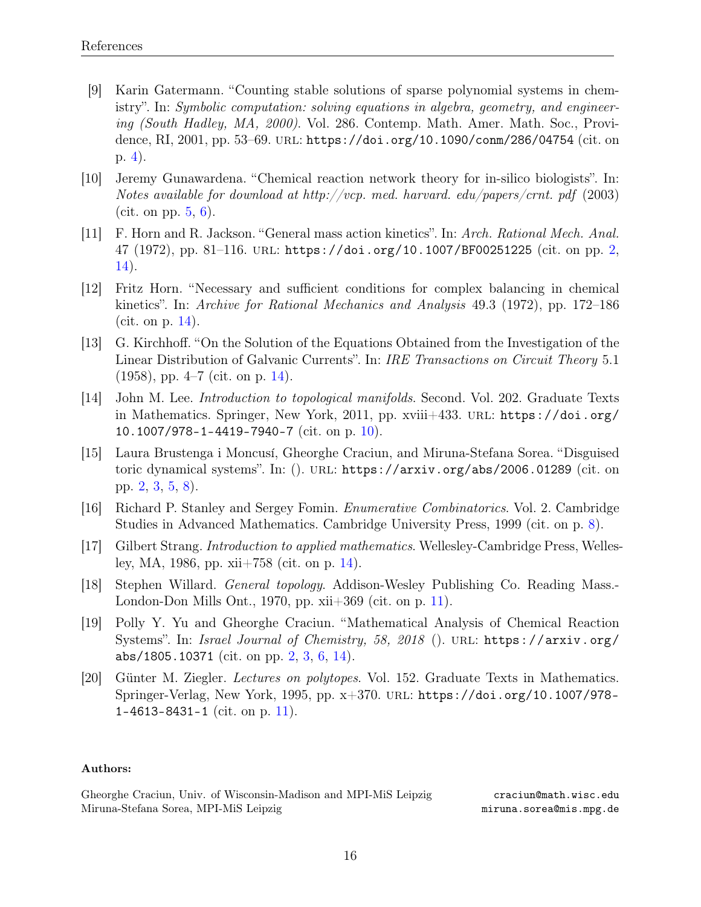[9] Karin Gatermann. "Counting stable solutions of sparse polynomial systems in chemistry". In: *Symbolic computation: solving equations in algebra, geometry, and engineering (South Hadley, MA, 2000)*. Vol. 286. Contemp. Math. Amer. Math. Soc., Providence, RI, 2001, pp. 53–69. URL: https://doi.org/10.1090/conm/286/04754 (cit. on p. 4).

[10] Jeremy Gunawardena. "Chemical reaction network theory for in-silico biologists". In: *Notes available for download at http://vcp. med. harvard. edu/papers/crnt. pdf* (2003) (cit. on pp. 5, 6).

[11] F. Horn and R. Jackson. "General mass action kinetics". In: *Arch. Rational Mech. Anal.* 47 (1972), pp. 81–116. URL: https://doi.org/10.1007/BF00251225 (cit. on pp. 2, 14).

[12] Fritz Horn. "Necessary and sufficient conditions for complex balancing in chemical kinetics". In: *Archive for Rational Mechanics and Analysis* 49.3 (1972), pp. 172–186 (cit. on p. 14).

[13] G. Kirchhoff. "On the Solution of the Equations Obtained from the Investigation of the Linear Distribution of Galvanic Currents". In: *IRE Transactions on Circuit Theory* 5.1 (1958), pp. 4–7 (cit. on p. 14).

[14] John M. Lee. *Introduction to topological manifolds*. Second. Vol. 202. Graduate Texts in Mathematics. Springer, New York, 2011, pp. xviii+433. URL: https://doi.org/10.1007/978-1-4419-7940-7 (cit. on p. 10).

[15] Laura Brustenga i Moncusí, Gheorghe Craciun, and Miruna-Stefana Sorea. "Disguised toric dynamical systems". In: (). URL: https://arxiv.org/abs/2006.01289 (cit. on pp. 2, 3, 5, 8).

[16] Richard P. Stanley and Sergey Fomin. *Enumerative Combinatorics*. Vol. 2. Cambridge Studies in Advanced Mathematics. Cambridge University Press, 1999 (cit. on p. 8).

[17] Gilbert Strang. *Introduction to applied mathematics*. Wellesley-Cambridge Press, Wellesley, MA, 1986, pp. xii+758 (cit. on p. 14).

[18] Stephen Willard. *General topology*. Addison-Wesley Publishing Co. Reading Mass.-London-Don Mills Ont., 1970, pp. xii+369 (cit. on p. 11).

[19] Polly Y. Yu and Gheorghe Craciun. "Mathematical Analysis of Chemical Reaction Systems". In: *Israel Journal of Chemistry, 58, 2018* (). URL: https://arxiv.org/abs/1805.10371 (cit. on pp. 2, 3, 6, 14).

[20] Günter M. Ziegler. *Lectures on polytopes*. Vol. 152. Graduate Texts in Mathematics. Springer-Verlag, New York, 1995, pp. x+370. URL: https://doi.org/10.1007/978-1-4613-8431-1 (cit. on p. 11).

**Authors:**

Gheorghe Craciun, Univ. of Wisconsin-Madison and MPI-MiS Leipzig craciun@math.wisc.edu
Miruna-Stefana Sorea, MPI-MiS Leipzig miruna.sorea@mis.mpg.de